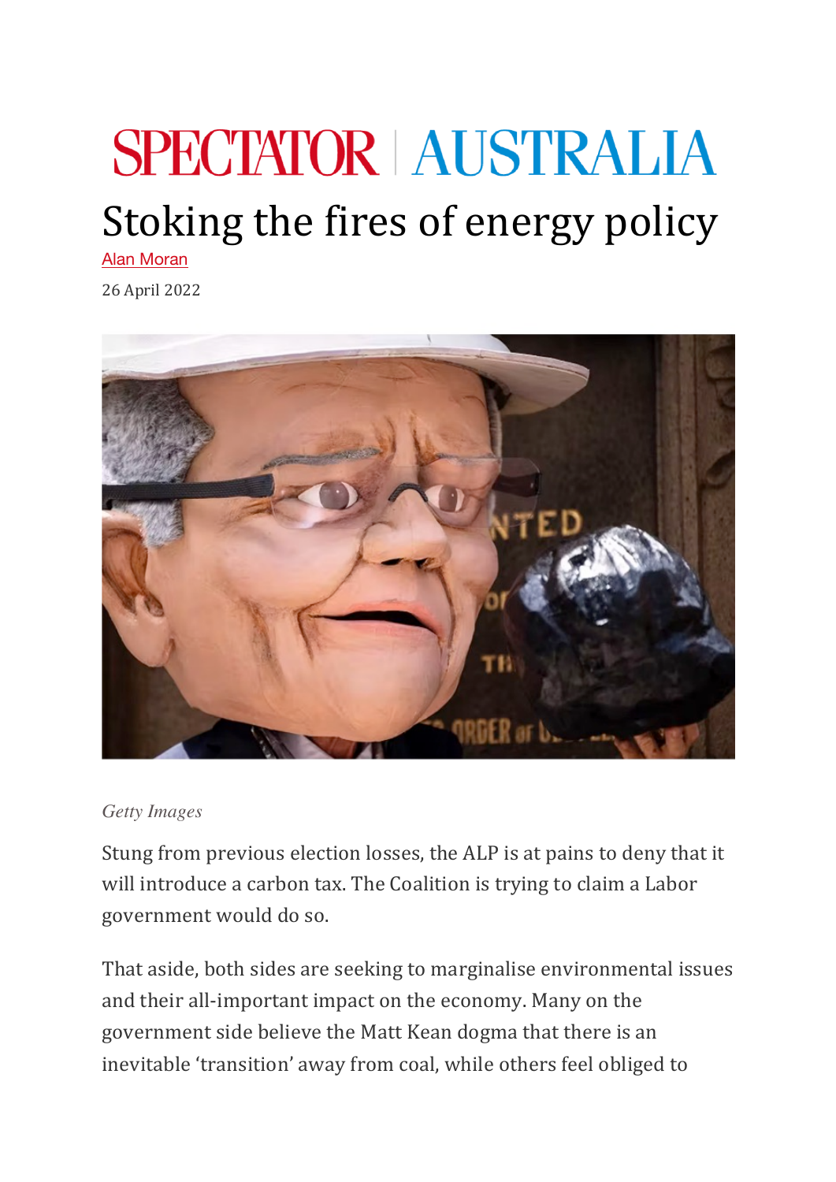SPECTATOR | AUSTRALIA

# Stoking the fires of energy policy

Alan Moran

26 April 2022

*Getty Images*

Stung from previous election losses, the ALP is at pains to deny that it will introduce a carbon tax. The Coalition is trying to claim a Labor government would do so.

That aside, both sides are seeking to marginalise environmental issues and their all-important impact on the economy. Many on the government side believe the Matt Kean dogma that there is an inevitable 'transition' away from coal, while others feel obliged to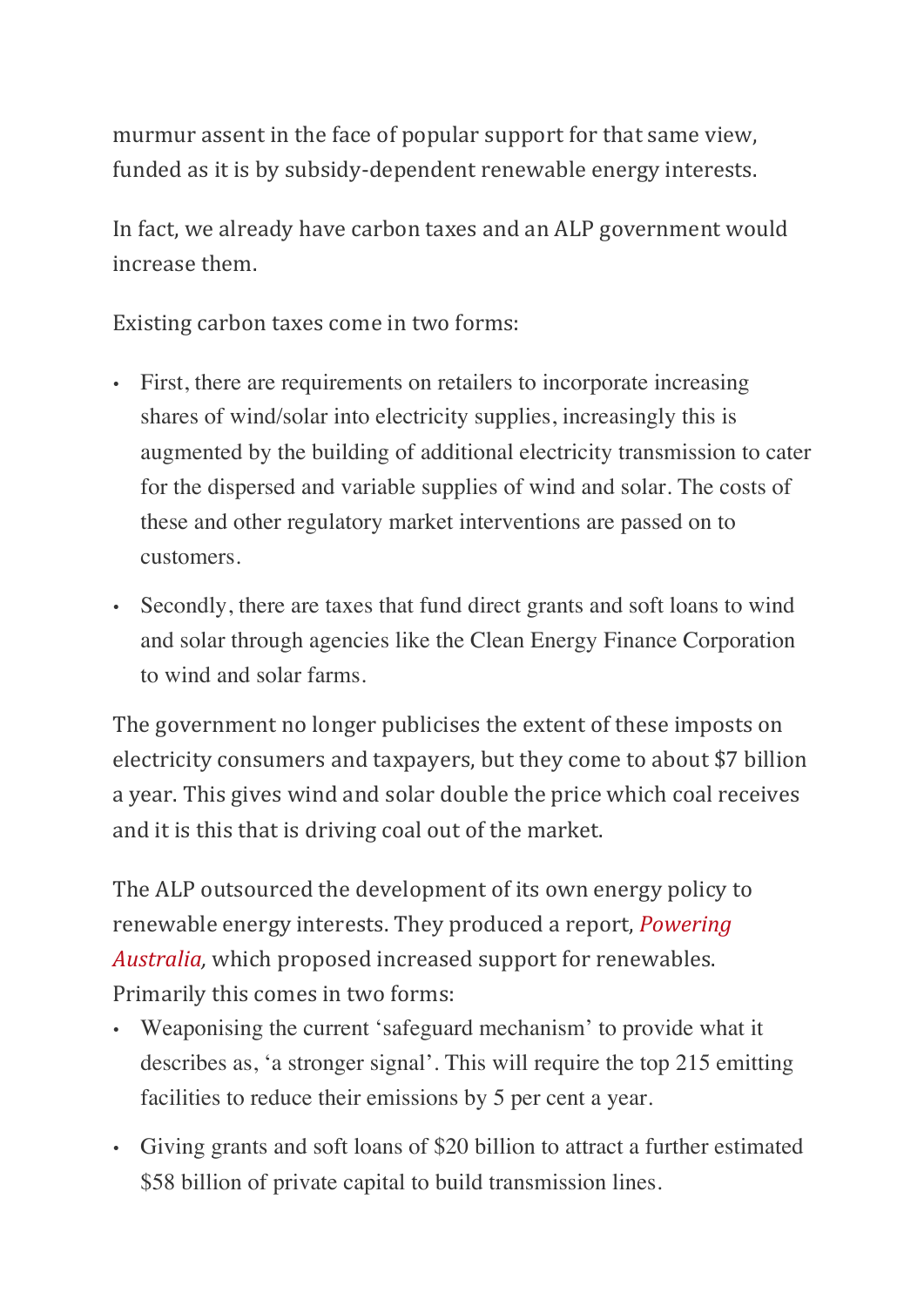murmur assent in the face of popular support for that same view, funded as it is by subsidy-dependent renewable energy interests.

In fact, we already have carbon taxes and an ALP government would increase them.

Existing carbon taxes come in two forms:

- First, there are requirements on retailers to incorporate increasing shares of wind/solar into electricity supplies, increasingly this is augmented by the building of additional electricity transmission to cater for the dispersed and variable supplies of wind and solar. The costs of these and other regulatory market interventions are passed on to customers.
- Secondly, there are taxes that fund direct grants and soft loans to wind and solar through agencies like the Clean Energy Finance Corporation to wind and solar farms.

The government no longer publicises the extent of these imposts on electricity consumers and taxpayers, but they come to about $7 billion a year. This gives wind and solar double the price which coal receives and it is this that is driving coal out of the market.

The ALP outsourced the development of its own energy policy to renewable energy interests. They produced a report, *Powering Australia,* which proposed increased support for renewables. Primarily this comes in two forms:

- Weaponising the current 'safeguard mechanism' to provide what it describes as, 'a stronger signal'. This will require the top 215 emitting facilities to reduce their emissions by 5 per cent a year.
- Giving grants and soft loans of $20 billion to attract a further estimated $58 billion of private capital to build transmission lines.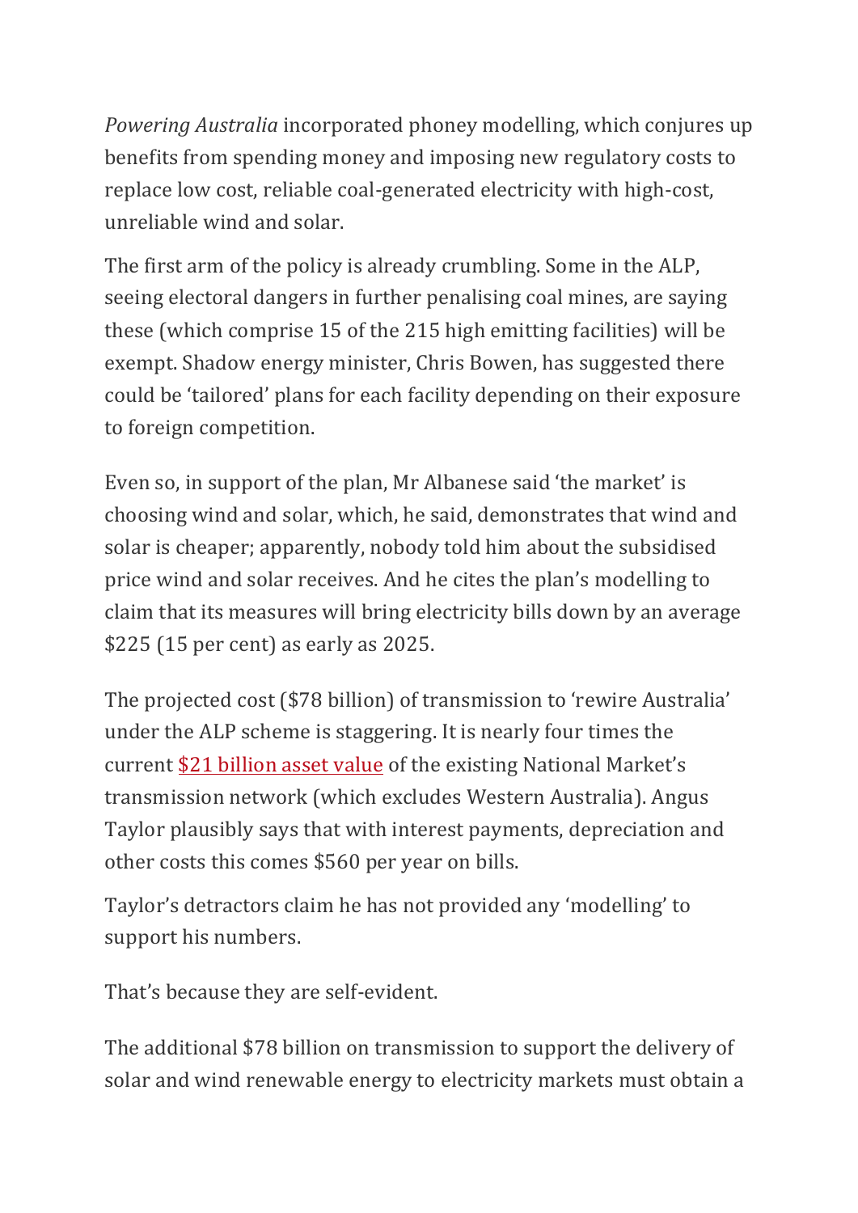*Powering Australia* incorporated phoney modelling, which conjures up benefits from spending money and imposing new regulatory costs to replace low cost, reliable coal-generated electricity with high-cost, unreliable wind and solar.

The first arm of the policy is already crumbling. Some in the ALP, seeing electoral dangers in further penalising coal mines, are saying these (which comprise 15 of the 215 high emitting facilities) will be exempt. Shadow energy minister, Chris Bowen, has suggested there could be 'tailored' plans for each facility depending on their exposure to foreign competition.

Even so, in support of the plan, Mr Albanese said 'the market' is choosing wind and solar, which, he said, demonstrates that wind and solar is cheaper; apparently, nobody told him about the subsidised price wind and solar receives. And he cites the plan's modelling to claim that its measures will bring electricity bills down by an average $225 (15 per cent) as early as 2025.

The projected cost ($78 billion) of transmission to 'rewire Australia' under the ALP scheme is staggering. It is nearly four times the current [$21 billion asset value] of the existing National Market's transmission network (which excludes Western Australia). Angus Taylor plausibly says that with interest payments, depreciation and other costs this comes $560 per year on bills.

Taylor's detractors claim he has not provided any 'modelling' to support his numbers.

That's because they are self-evident.

The additional $78 billion on transmission to support the delivery of solar and wind renewable energy to electricity markets must obtain a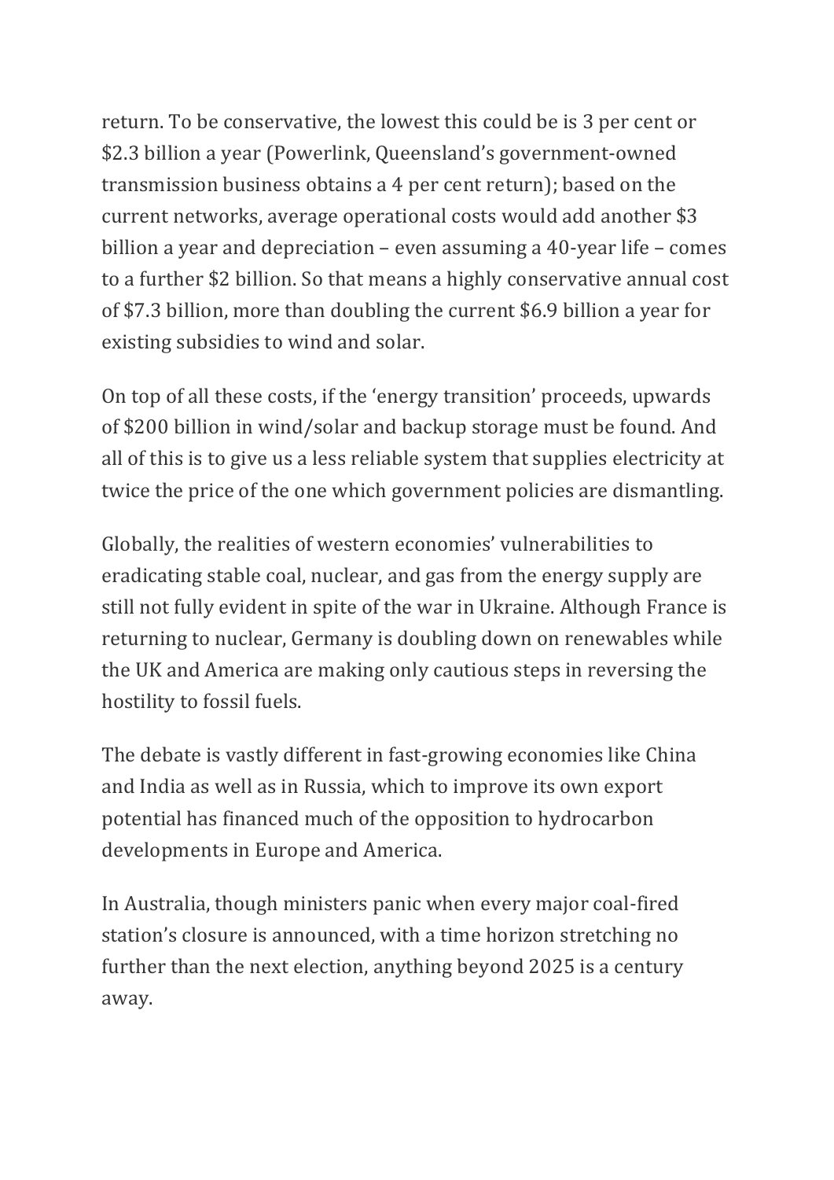return. To be conservative, the lowest this could be is 3 per cent or $2.3 billion a year (Powerlink, Queensland's government-owned transmission business obtains a 4 per cent return); based on the current networks, average operational costs would add another $3 billion a year and depreciation – even assuming a 40-year life – comes to a further $2 billion. So that means a highly conservative annual cost of $7.3 billion, more than doubling the current $6.9 billion a year for existing subsidies to wind and solar.

On top of all these costs, if the 'energy transition' proceeds, upwards of $200 billion in wind/solar and backup storage must be found. And all of this is to give us a less reliable system that supplies electricity at twice the price of the one which government policies are dismantling.

Globally, the realities of western economies' vulnerabilities to eradicating stable coal, nuclear, and gas from the energy supply are still not fully evident in spite of the war in Ukraine. Although France is returning to nuclear, Germany is doubling down on renewables while the UK and America are making only cautious steps in reversing the hostility to fossil fuels.

The debate is vastly different in fast-growing economies like China and India as well as in Russia, which to improve its own export potential has financed much of the opposition to hydrocarbon developments in Europe and America.

In Australia, though ministers panic when every major coal-fired station's closure is announced, with a time horizon stretching no further than the next election, anything beyond 2025 is a century away.